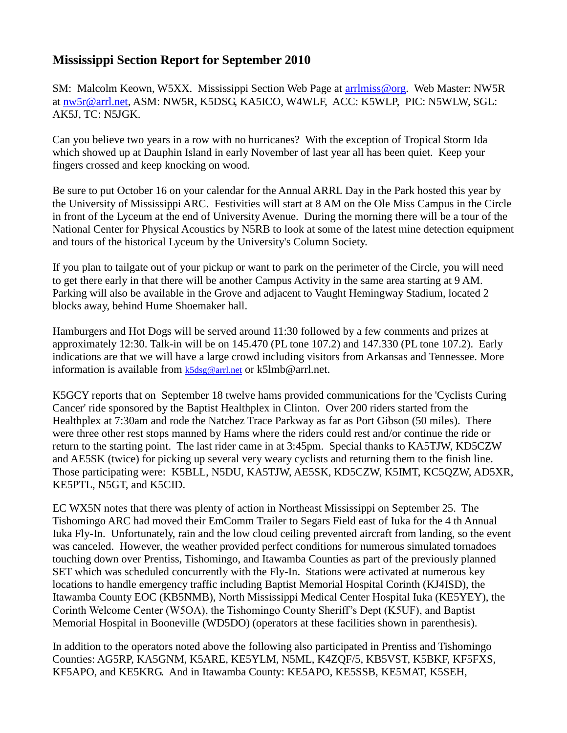# Mississippi Section Report for September 2010

SM: Malcolm Keown, W5XX. Mississippi Section Web Page at arrlmiss@org. Web Master: NW5R at nw5r@arrl.net, ASM: NW5R, K5DSG, KA5ICO, W4WLF, ACC: K5WLP, PIC: N5WLW, SGL: AK5J, TC: N5JGK.

Can you believe two years in a row with no hurricanes? With the exception of Tropical Storm Ida which showed up at Dauphin Island in early November of last year all has been quiet. Keep your fingers crossed and keep knocking on wood.

Be sure to put October 16 on your calendar for the Annual ARRL Day in the Park hosted this year by the University of Mississippi ARC. Festivities will start at 8 AM on the Ole Miss Campus in the Circle in front of the Lyceum at the end of University Avenue. During the morning there will be a tour of the National Center for Physical Acoustics by N5RB to look at some of the latest mine detection equipment and tours of the historical Lyceum by the University's Column Society.

If you plan to tailgate out of your pickup or want to park on the perimeter of the Circle, you will need to get there early in that there will be another Campus Activity in the same area starting at 9 AM. Parking will also be available in the Grove and adjacent to Vaught Hemingway Stadium, located 2 blocks away, behind Hume Shoemaker hall.

Hamburgers and Hot Dogs will be served around 11:30 followed by a few comments and prizes at approximately 12:30. Talk-in will be on 145.470 (PL tone 107.2) and 147.330 (PL tone 107.2). Early indications are that we will have a large crowd including visitors from Arkansas and Tennessee. More information is available from k5dsg@arrl.net or k5lmb@arrl.net.

K5GCY reports that on September 18 twelve hams provided communications for the 'Cyclists Curing Cancer' ride sponsored by the Baptist Healthplex in Clinton. Over 200 riders started from the Healthplex at 7:30am and rode the Natchez Trace Parkway as far as Port Gibson (50 miles). There were three other rest stops manned by Hams where the riders could rest and/or continue the ride or return to the starting point. The last rider came in at 3:45pm. Special thanks to KA5TJW, KD5CZW and AE5SK (twice) for picking up several very weary cyclists and returning them to the finish line. Those participating were: K5BLL, N5DU, KA5TJW, AE5SK, KD5CZW, K5IMT, KC5QZW, AD5XR, KE5PTL, N5GT, and K5CID.

EC WX5N notes that there was plenty of action in Northeast Mississippi on September 25. The Tishomingo ARC had moved their EmComm Trailer to Segars Field east of Iuka for the 4 th Annual Iuka Fly-In. Unfortunately, rain and the low cloud ceiling prevented aircraft from landing, so the event was canceled. However, the weather provided perfect conditions for numerous simulated tornadoes touching down over Prentiss, Tishomingo, and Itawamba Counties as part of the previously planned SET which was scheduled concurrently with the Fly-In. Stations were activated at numerous key locations to handle emergency traffic including Baptist Memorial Hospital Corinth (KJ4ISD), the Itawamba County EOC (KB5NMB), North Mississippi Medical Center Hospital Iuka (KE5YEY), the Corinth Welcome Center (W5OA), the Tishomingo County Sheriff's Dept (K5UF), and Baptist Memorial Hospital in Booneville (WD5DO) (operators at these facilities shown in parenthesis).

In addition to the operators noted above the following also participated in Prentiss and Tishomingo Counties: AG5RP, KA5GNM, K5ARE, KE5YLM, N5ML, K4ZQF/5, KB5VST, K5BKF, KF5FXS, KF5APO, and KE5KRG. And in Itawamba County: KE5APO, KE5SSB, KE5MAT, K5SEH,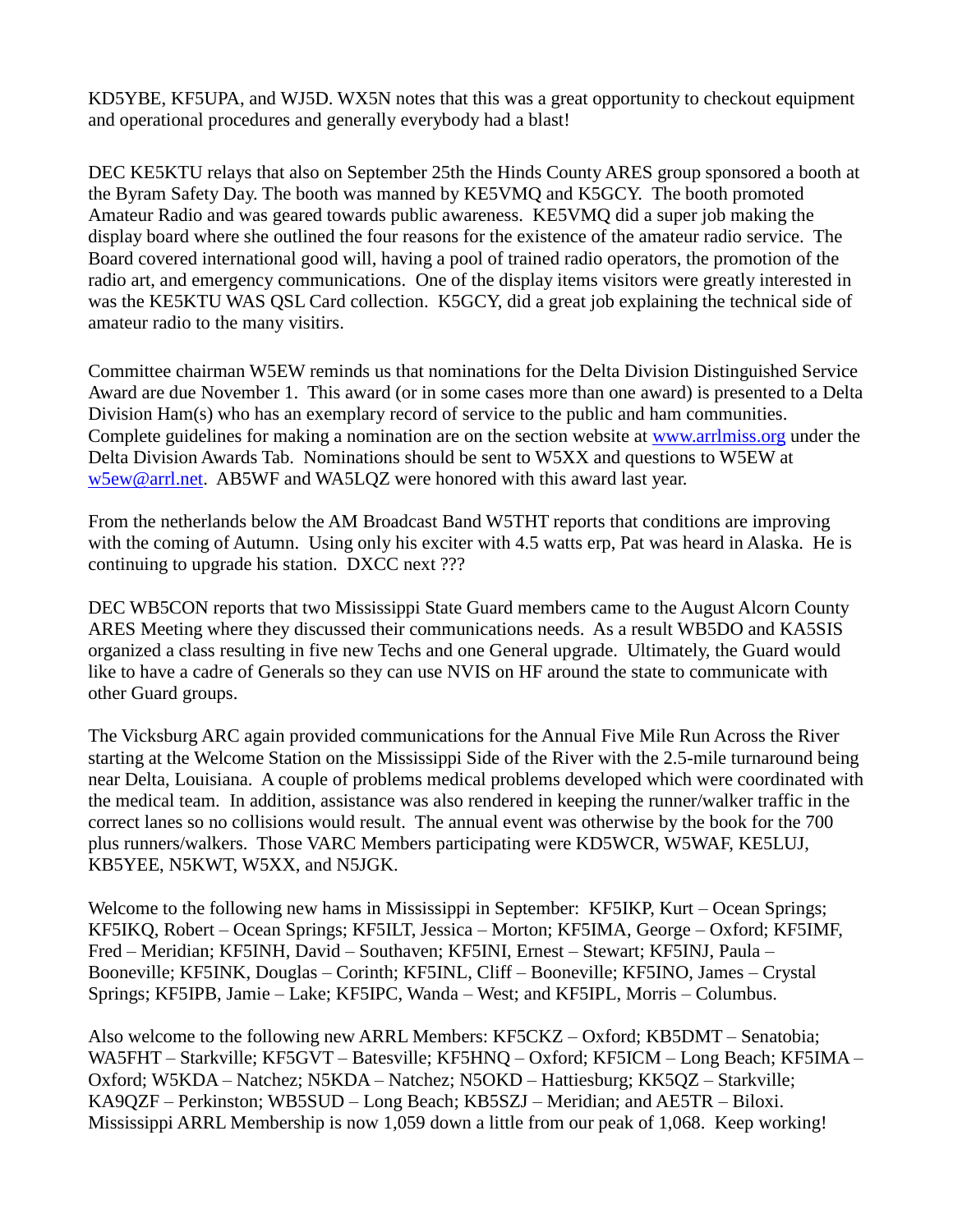KD5YBE, KF5UPA, and WJ5D. WX5N notes that this was a great opportunity to checkout equipment and operational procedures and generally everybody had a blast!

DEC KE5KTU relays that also on September 25th the Hinds County ARES group sponsored a booth at the Byram Safety Day. The booth was manned by KE5VMQ and K5GCY. The booth promoted Amateur Radio and was geared towards public awareness. KE5VMQ did a super job making the display board where she outlined the four reasons for the existence of the amateur radio service. The Board covered international good will, having a pool of trained radio operators, the promotion of the radio art, and emergency communications. One of the display items visitors were greatly interested in was the KE5KTU WAS QSL Card collection. K5GCY, did a great job explaining the technical side of amateur radio to the many visitirs.

Committee chairman W5EW reminds us that nominations for the Delta Division Distinguished Service Award are due November 1. This award (or in some cases more than one award) is presented to a Delta Division Ham(s) who has an exemplary record of service to the public and ham communities. Complete guidelines for making a nomination are on the section website at [www.arrlmiss.org](www.arrlmiss.org) under the Delta Division Awards Tab. Nominations should be sent to W5XX and questions to W5EW at [w5ew@arrl.net](mailto:w5ew@arrl.net). AB5WF and WA5LQZ were honored with this award last year.

From the netherlands below the AM Broadcast Band W5THT reports that conditions are improving with the coming of Autumn. Using only his exciter with 4.5 watts erp, Pat was heard in Alaska. He is continuing to upgrade his station. DXCC next ???

DEC WB5CON reports that two Mississippi State Guard members came to the August Alcorn County ARES Meeting where they discussed their communications needs. As a result WB5DO and KA5SIS organized a class resulting in five new Techs and one General upgrade. Ultimately, the Guard would like to have a cadre of Generals so they can use NVIS on HF around the state to communicate with other Guard groups.

The Vicksburg ARC again provided communications for the Annual Five Mile Run Across the River starting at the Welcome Station on the Mississippi Side of the River with the 2.5-mile turnaround being near Delta, Louisiana. A couple of problems medical problems developed which were coordinated with the medical team. In addition, assistance was also rendered in keeping the runner/walker traffic in the correct lanes so no collisions would result. The annual event was otherwise by the book for the 700 plus runners/walkers. Those VARC Members participating were KD5WCR, W5WAF, KE5LUJ, KB5YEE, N5KWT, W5XX, and N5JGK.

Welcome to the following new hams in Mississippi in September: KF5IKP, Kurt – Ocean Springs; KF5IKQ, Robert – Ocean Springs; KF5ILT, Jessica – Morton; KF5IMA, George – Oxford; KF5IMF, Fred – Meridian; KF5INH, David – Southaven; KF5INI, Ernest – Stewart; KF5INJ, Paula – Booneville; KF5INK, Douglas – Corinth; KF5INL, Cliff – Booneville; KF5INO, James – Crystal Springs; KF5IPB, Jamie – Lake; KF5IPC, Wanda – West; and KF5IPL, Morris – Columbus.

Also welcome to the following new ARRL Members: KF5CKZ – Oxford; KB5DMT – Senatobia; WA5FHT – Starkville; KF5GVT – Batesville; KF5HNQ – Oxford; KF5ICM – Long Beach; KF5IMA – Oxford; W5KDA – Natchez; N5KDA – Natchez; N5OKD – Hattiesburg; KK5QZ – Starkville; KA9QZF – Perkinston; WB5SUD – Long Beach; KB5SZJ – Meridian; and AE5TR – Biloxi. Mississippi ARRL Membership is now 1,059 down a little from our peak of 1,068. Keep working!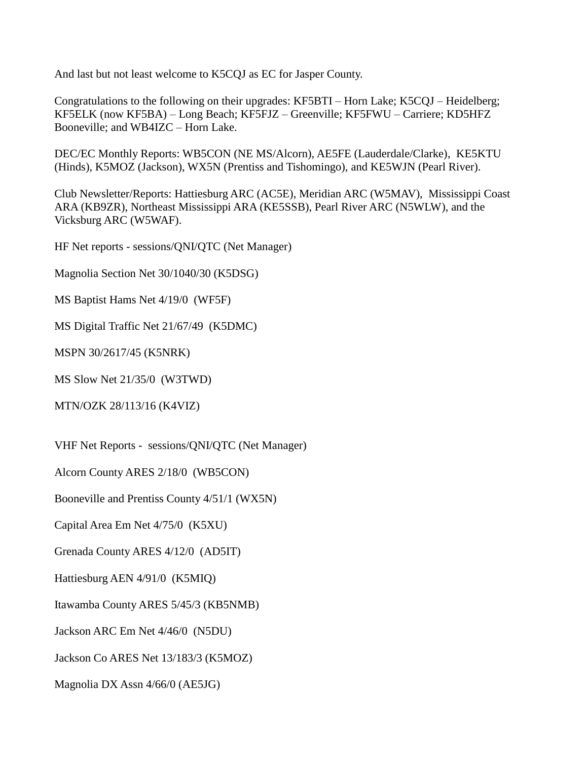And last but not least welcome to K5CQJ as EC for Jasper County.

Congratulations to the following on their upgrades: KF5BTI – Horn Lake; K5CQJ – Heidelberg; KF5ELK (now KF5BA) – Long Beach; KF5FJZ – Greenville; KF5FWU – Carriere; KD5HFZ Booneville; and WB4IZC – Horn Lake.

DEC/EC Monthly Reports: WB5CON (NE MS/Alcorn), AE5FE (Lauderdale/Clarke), KE5KTU (Hinds), K5MOZ (Jackson), WX5N (Prentiss and Tishomingo), and KE5WJN (Pearl River).

Club Newsletter/Reports: Hattiesburg ARC (AC5E), Meridian ARC (W5MAV), Mississippi Coast ARA (KB9ZR), Northeast Mississippi ARA (KE5SSB), Pearl River ARC (N5WLW), and the Vicksburg ARC (W5WAF).

HF Net reports - sessions/QNI/QTC (Net Manager)

Magnolia Section Net 30/1040/30 (K5DSG)

MS Baptist Hams Net 4/19/0 (WF5F)

MS Digital Traffic Net 21/67/49 (K5DMC)

MSPN 30/2617/45 (K5NRK)

MS Slow Net 21/35/0 (W3TWD)

MTN/OZK 28/113/16 (K4VIZ)

VHF Net Reports - sessions/QNI/QTC (Net Manager)

Alcorn County ARES 2/18/0 (WB5CON)

Booneville and Prentiss County 4/51/1 (WX5N)

Capital Area Em Net 4/75/0 (K5XU)

Grenada County ARES 4/12/0 (AD5IT)

Hattiesburg AEN 4/91/0 (K5MIQ)

Itawamba County ARES 5/45/3 (KB5NMB)

Jackson ARC Em Net 4/46/0 (N5DU)

Jackson Co ARES Net 13/183/3 (K5MOZ)

Magnolia DX Assn 4/66/0 (AE5JG)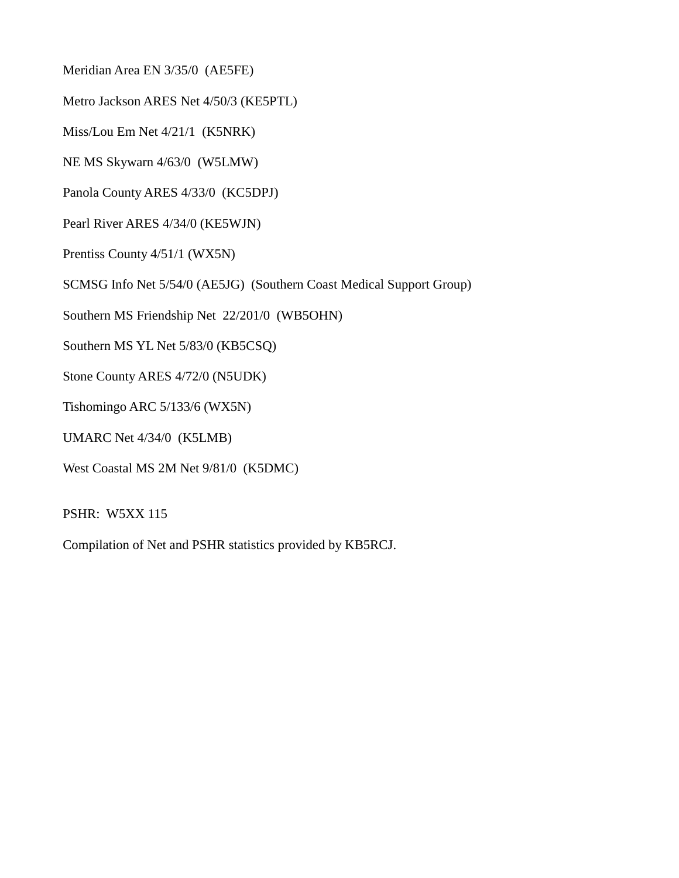Meridian Area EN 3/35/0  (AE5FE)

Metro Jackson ARES Net 4/50/3 (KE5PTL)

Miss/Lou Em Net 4/21/1  (K5NRK)

NE MS Skywarn 4/63/0  (W5LMW)

Panola County ARES 4/33/0  (KC5DPJ)

Pearl River ARES 4/34/0 (KE5WJN)

Prentiss County 4/51/1 (WX5N)

SCMSG Info Net 5/54/0 (AE5JG)  (Southern Coast Medical Support Group)

Southern MS Friendship Net  22/201/0  (WB5OHN)

Southern MS YL Net 5/83/0 (KB5CSQ)

Stone County ARES 4/72/0 (N5UDK)

Tishomingo ARC 5/133/6 (WX5N)

UMARC Net 4/34/0  (K5LMB)

West Coastal MS 2M Net 9/81/0  (K5DMC)

PSHR:  W5XX 115

Compilation of Net and PSHR statistics provided by KB5RCJ.